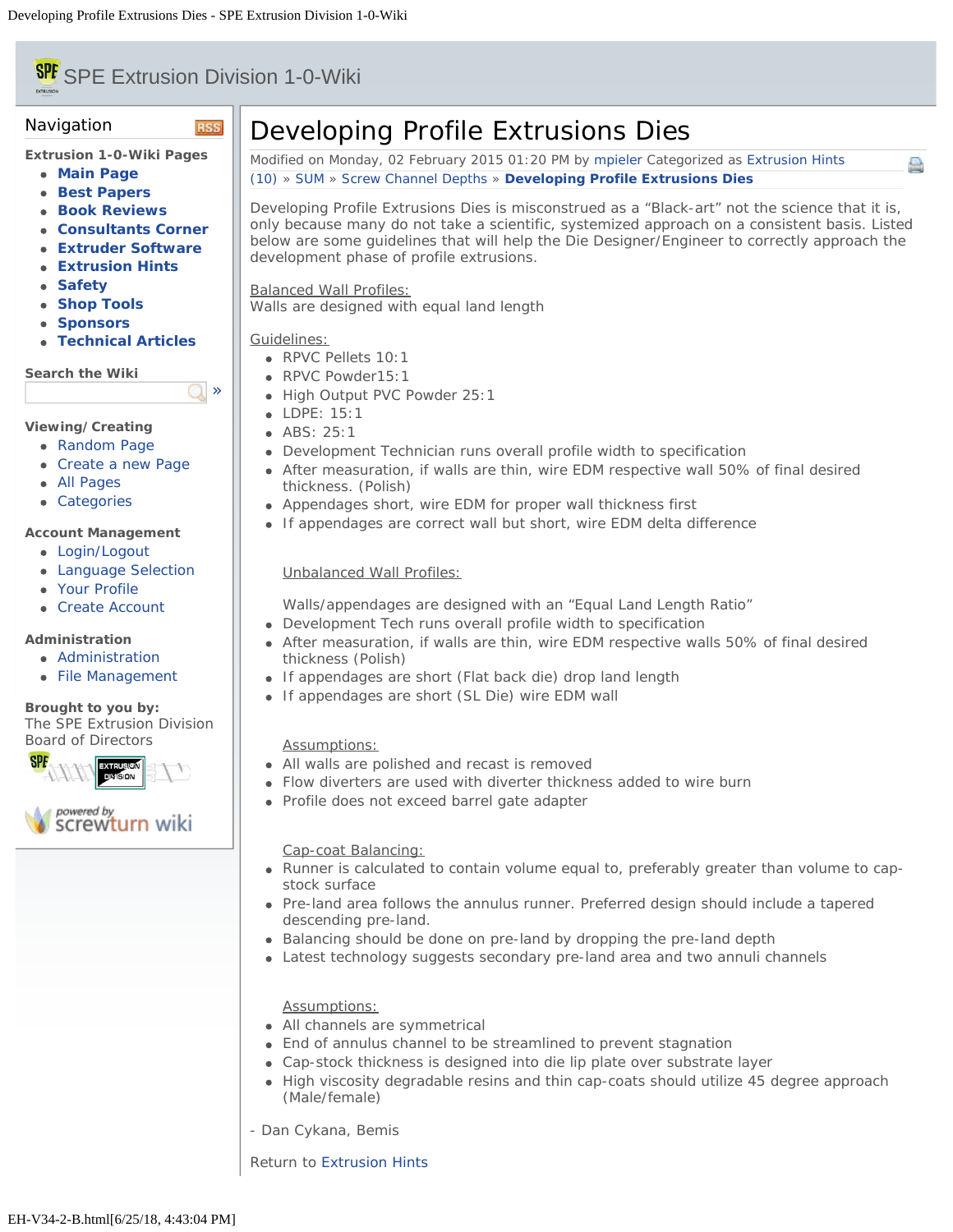# Developing Profile Extrusions Dies

Modified on Monday, 02 February 2015 01:20 PM by mpieler Categorized as Extrusion Hints

(10) » SUM » Screw Channel Depths » **Developing Profile Extrusions Dies**

Developing Profile Extrusions Dies is misconstrued as a “Black-art” not the science that it is, only because many do not take a scientific, systemized approach on a consistent basis. Listed below are some guidelines that will help the Die Designer/Engineer to correctly approach the development phase of profile extrusions.

Balanced Wall Profiles:
Walls are designed with equal land length

Guidelines:

- RPVC Pellets 10:1
- RPVC Powder15:1
- High Output PVC Powder 25:1
- LDPE: 15:1
- ABS: 25:1
- Development Technician runs overall profile width to specification
- After measuration, if walls are thin, wire EDM respective wall 50% of final desired thickness. (Polish)
- Appendages short, wire EDM for proper wall thickness first
- If appendages are correct wall but short, wire EDM delta difference

Unbalanced Wall Profiles:

Walls/appendages are designed with an “Equal Land Length Ratio”

- Development Tech runs overall profile width to specification
- After measuration, if walls are thin, wire EDM respective walls 50% of final desired thickness (Polish)
- If appendages are short (Flat back die) drop land length
- If appendages are short (SL Die) wire EDM wall

Assumptions:

- All walls are polished and recast is removed
- Flow diverters are used with diverter thickness added to wire burn
- Profile does not exceed barrel gate adapter

Cap-coat Balancing:

- Runner is calculated to contain volume equal to, preferably greater than volume to cap-stock surface
- Pre-land area follows the annulus runner. Preferred design should include a tapered descending pre-land.
- Balancing should be done on pre-land by dropping the pre-land depth
- Latest technology suggests secondary pre-land area and two annuli channels

Assumptions:

- All channels are symmetrical
- End of annulus channel to be streamlined to prevent stagnation
- Cap-stock thickness is designed into die lip plate over substrate layer
- High viscosity degradable resins and thin cap-coats should utilize 45 degree approach (Male/female)

- Dan Cykana, Bemis

Return to Extrusion Hints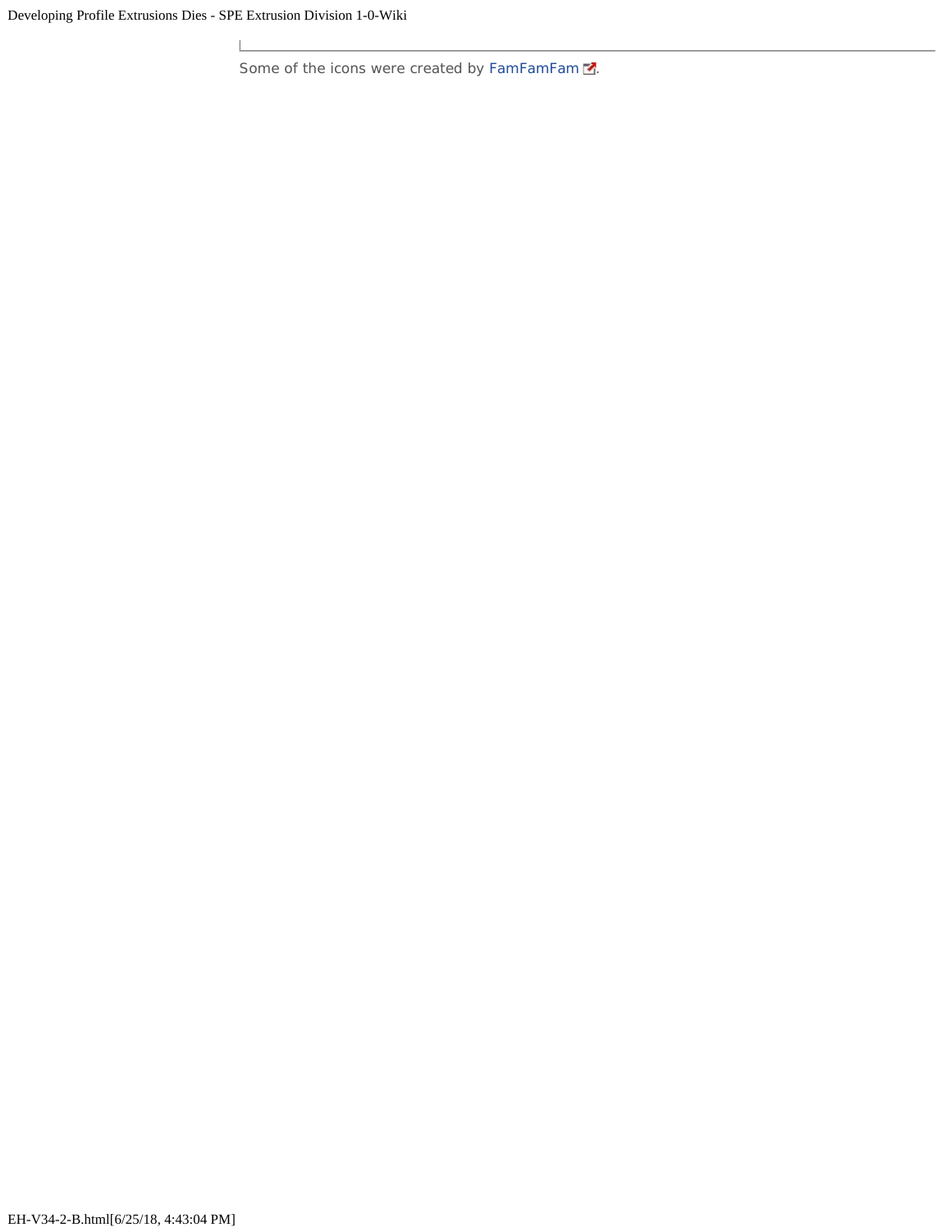Some of the icons were created by FamFamFam.